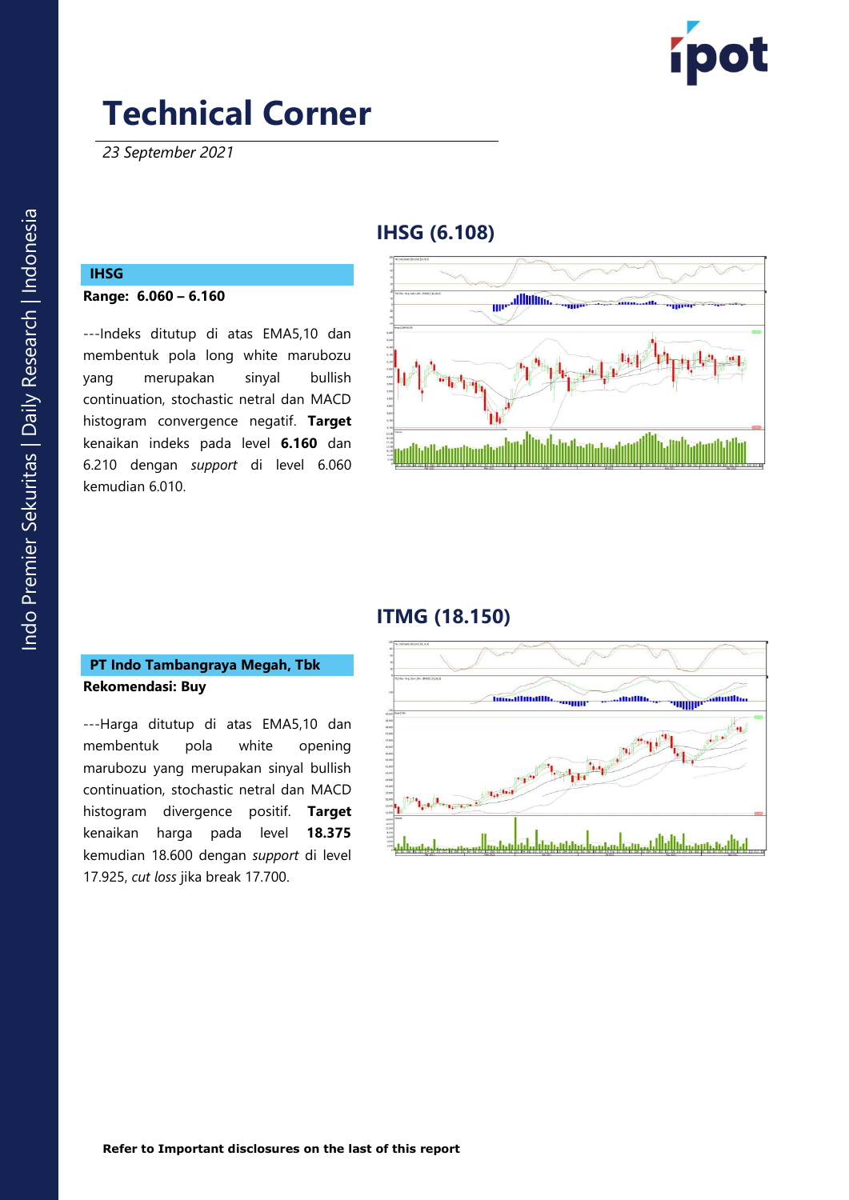# Technical Corner

*23 September 2021*

## IHSG (6.108)

**IHSG**

**Range: 6.060 – 6.160**

---Indeks ditutup di atas EMA5,10 dan membentuk pola long white marubozu yang merupakan sinyal bullish continuation, stochastic netral dan MACD histogram convergence negatif. **Target** kenaikan indeks pada level **6.160** dan 6.210 dengan *support* di level 6.060 kemudian 6.010.

## ITMG (18.150)

**PT Indo Tambangraya Megah, Tbk**

**Rekomendasi: Buy**

---Harga ditutup di atas EMA5,10 dan membentuk pola white opening marubozu yang merupakan sinyal bullish continuation, stochastic netral dan MACD histogram divergence positif. **Target** kenaikan harga pada level **18.375** kemudian 18.600 dengan *support* di level 17.925, *cut loss* jika break 17.700.

**Refer to Important disclosures on the last of this report**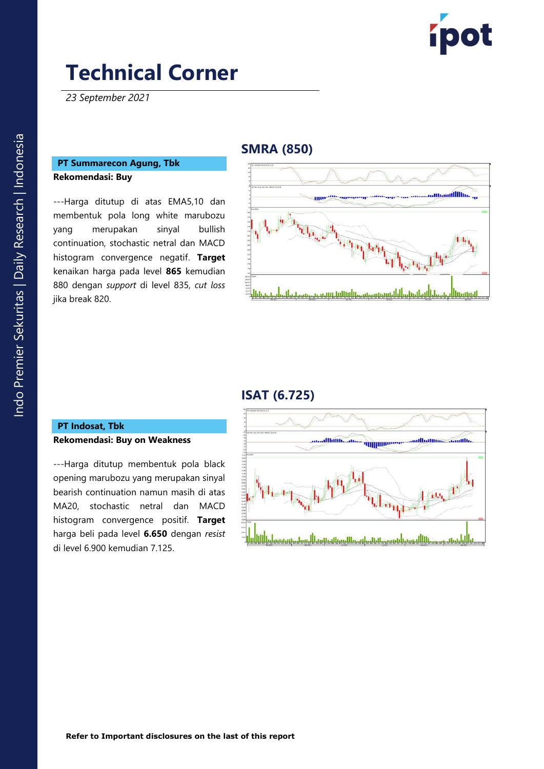# Technical Corner

*23 September 2021*

## SMRA (850)

**PT Summarecon Agung, Tbk**

**Rekomendasi: Buy**

---Harga ditutup di atas EMA5,10 dan membentuk pola long white marubozu yang merupakan sinyal bullish continuation, stochastic netral dan MACD histogram convergence negatif. **Target** kenaikan harga pada level **865** kemudian 880 dengan *support* di level 835, *cut loss* jika break 820.

## ISAT (6.725)

**PT Indosat, Tbk**

**Rekomendasi: Buy on Weakness**

---Harga ditutup membentuk pola black opening marubozu yang merupakan sinyal bearish continuation namun masih di atas MA20, stochastic netral dan MACD histogram convergence positif. **Target** harga beli pada level **6.650** dengan *resist* di level 6.900 kemudian 7.125.

**Refer to Important disclosures on the last of this report**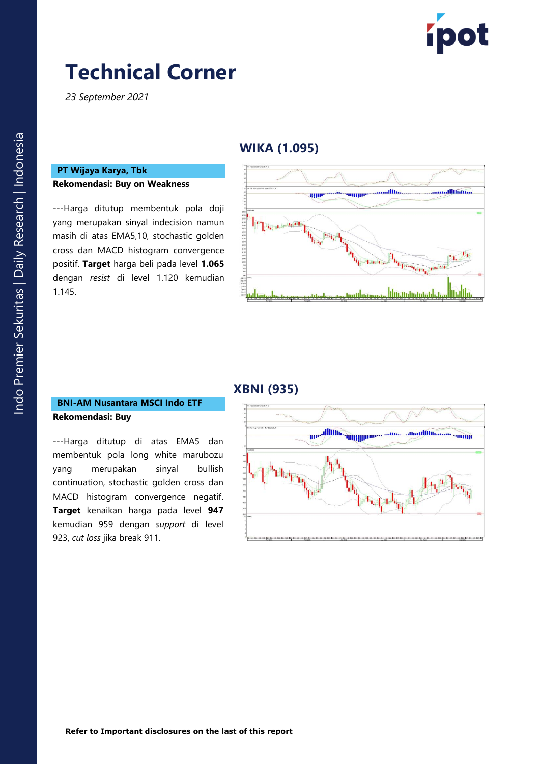# Technical Corner

*23 September 2021*

## WIKA (1.095)

**PT Wijaya Karya, Tbk**

**Rekomendasi: Buy on Weakness**

---Harga ditutup membentuk pola doji yang merupakan sinyal indecision namun masih di atas EMA5,10, stochastic golden cross dan MACD histogram convergence positif. **Target** harga beli pada level **1.065** dengan *resist* di level 1.120 kemudian 1.145.

## XBNI (935)

**BNI-AM Nusantara MSCI Indo ETF**

**Rekomendasi: Buy**

---Harga ditutup di atas EMA5 dan membentuk pola long white marubozu yang merupakan sinyal bullish continuation, stochastic golden cross dan MACD histogram convergence negatif. **Target** kenaikan harga pada level **947** kemudian 959 dengan *support* di level 923, *cut loss* jika break 911.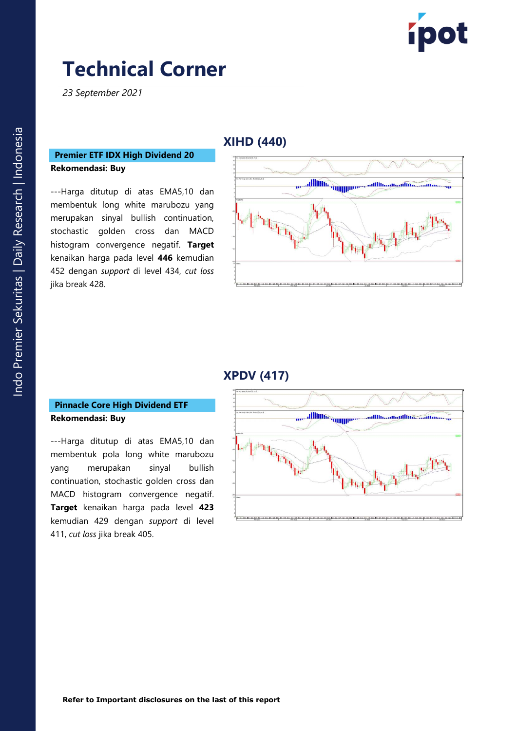# Technical Corner

*23 September 2021*

## XIHD (440)

**Premier ETF IDX High Dividend 20**

**Rekomendasi: Buy**

---Harga ditutup di atas EMA5,10 dan membentuk long white marubozu yang merupakan sinyal bullish continuation, stochastic golden cross dan MACD histogram convergence negatif. **Target** kenaikan harga pada level **446** kemudian 452 dengan *support* di level 434, *cut loss* jika break 428.

## XPDV (417)

**Pinnacle Core High Dividend ETF**

**Rekomendasi: Buy**

---Harga ditutup di atas EMA5,10 dan membentuk pola long white marubozu yang merupakan sinyal bullish continuation, stochastic golden cross dan MACD histogram convergence negatif. **Target** kenaikan harga pada level **423** kemudian 429 dengan *support* di level 411, *cut loss* jika break 405.

**Refer to Important disclosures on the last of this report**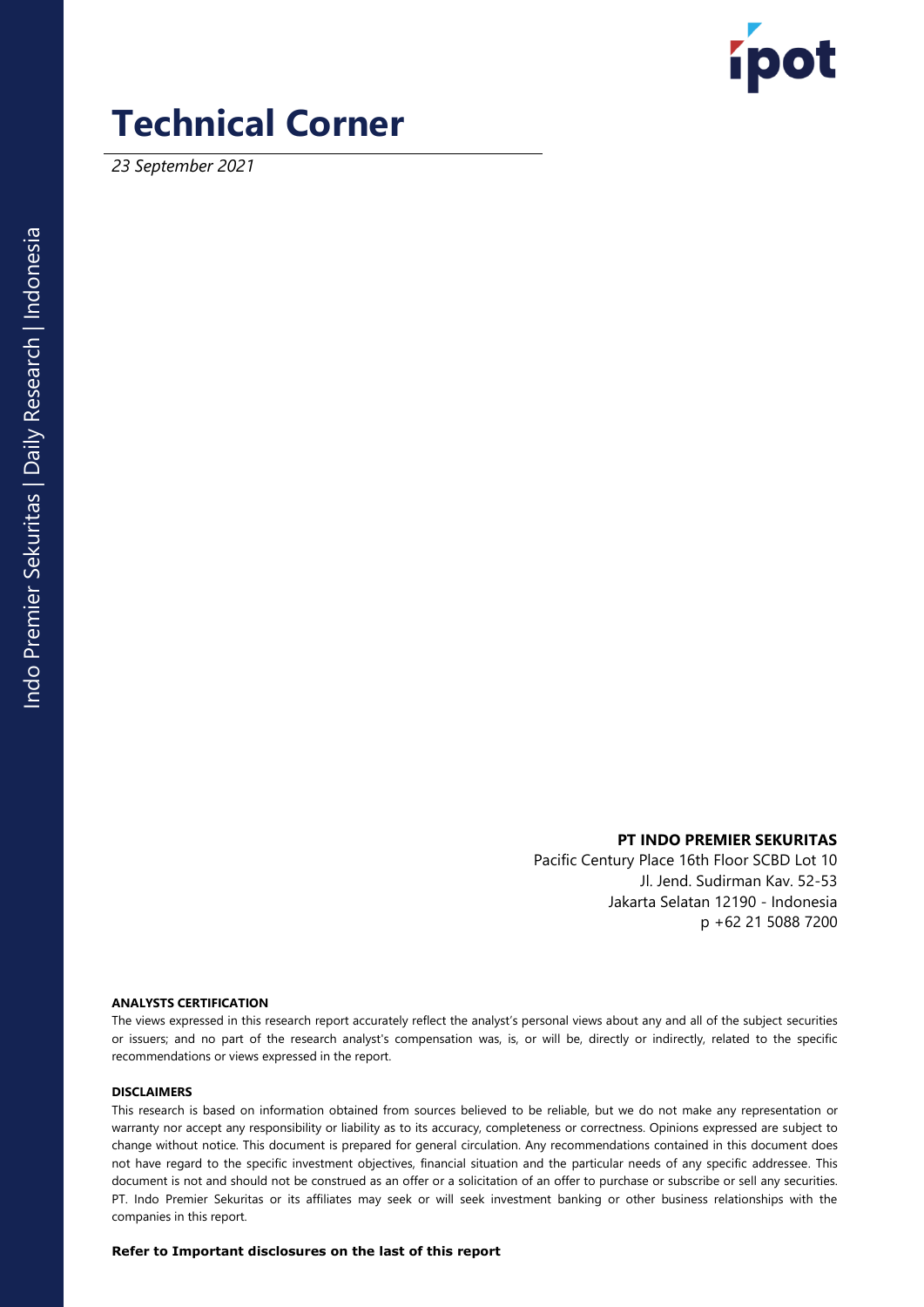# Technical Corner

*23 September 2021*

**PT INDO PREMIER SEKURITAS**
Pacific Century Place 16th Floor SCBD Lot 10
Jl. Jend. Sudirman Kav. 52-53
Jakarta Selatan 12190 - Indonesia
p +62 21 5088 7200

**ANALYSTS CERTIFICATION**

The views expressed in this research report accurately reflect the analyst's personal views about any and all of the subject securities or issuers; and no part of the research analyst's compensation was, is, or will be, directly or indirectly, related to the specific recommendations or views expressed in the report.

**DISCLAIMERS**

This research is based on information obtained from sources believed to be reliable, but we do not make any representation or warranty nor accept any responsibility or liability as to its accuracy, completeness or correctness. Opinions expressed are subject to change without notice. This document is prepared for general circulation. Any recommendations contained in this document does not have regard to the specific investment objectives, financial situation and the particular needs of any specific addressee. This document is not and should not be construed as an offer or a solicitation of an offer to purchase or subscribe or sell any securities. PT. Indo Premier Sekuritas or its affiliates may seek or will seek investment banking or other business relationships with the companies in this report.

**Refer to Important disclosures on the last of this report**